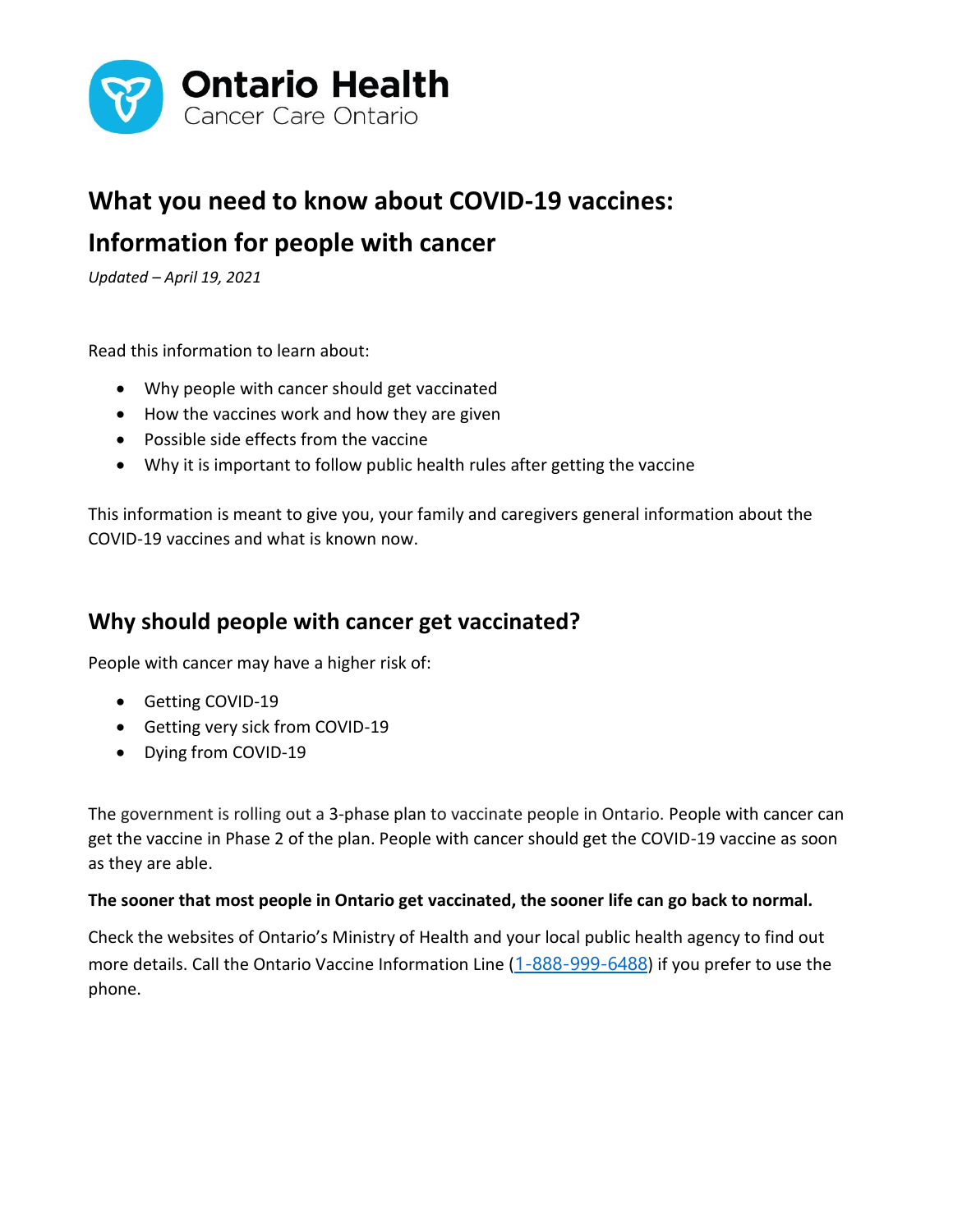Ontario Health
Cancer Care Ontario

# What you need to know about COVID-19 vaccines: Information for people with cancer

*Updated – April 19, 2021*

Read this information to learn about:

- Why people with cancer should get vaccinated
- How the vaccines work and how they are given
- Possible side effects from the vaccine
- Why it is important to follow public health rules after getting the vaccine

This information is meant to give you, your family and caregivers general information about the COVID-19 vaccines and what is known now.

## Why should people with cancer get vaccinated?

People with cancer may have a higher risk of:

- Getting COVID-19
- Getting very sick from COVID-19
- Dying from COVID-19

The government is rolling out a 3-phase plan to vaccinate people in Ontario. People with cancer can get the vaccine in Phase 2 of the plan. People with cancer should get the COVID-19 vaccine as soon as they are able.

**The sooner that most people in Ontario get vaccinated, the sooner life can go back to normal.**

Check the websites of Ontario's Ministry of Health and your local public health agency to find out more details. Call the Ontario Vaccine Information Line (1-888-999-6488) if you prefer to use the phone.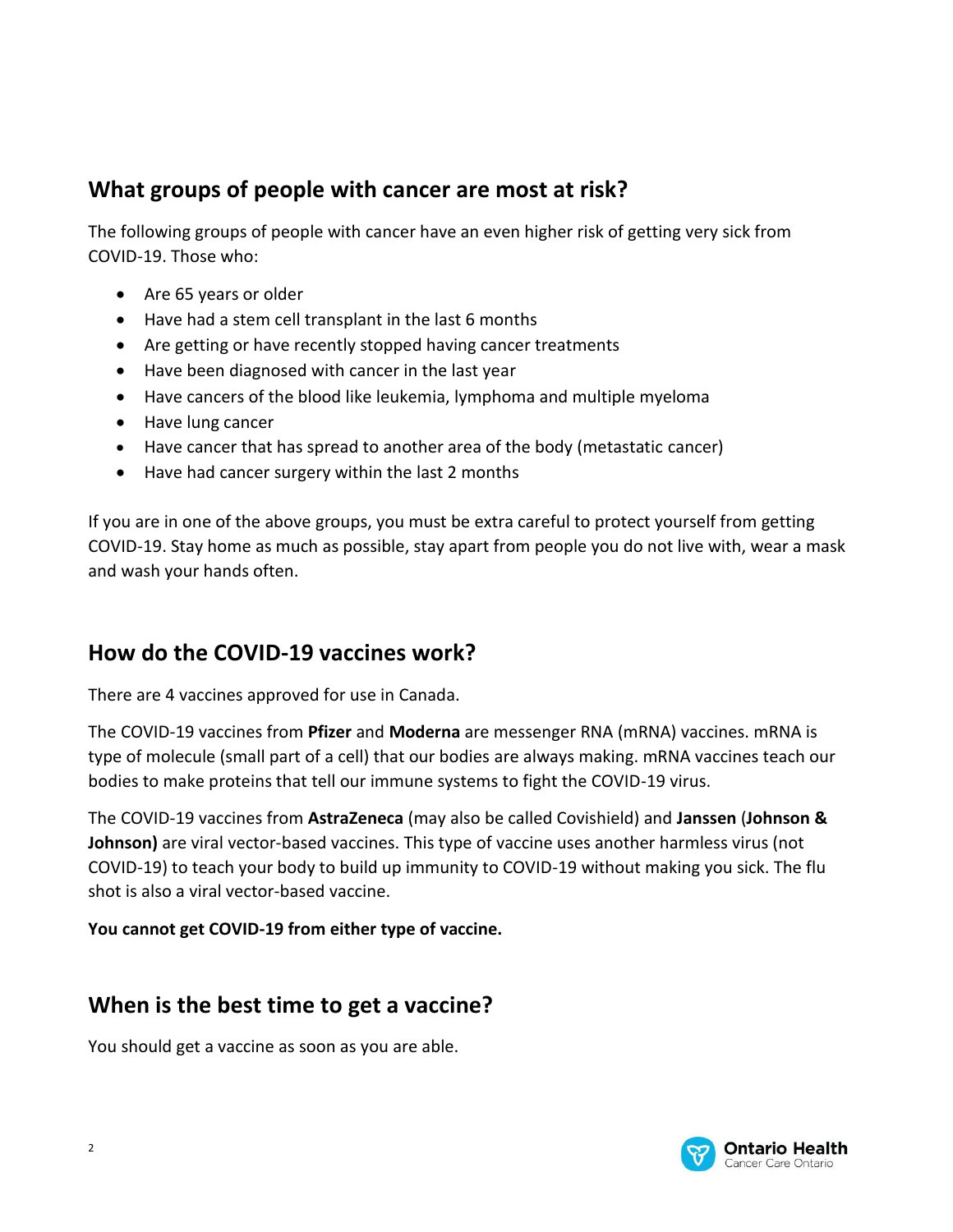## What groups of people with cancer are most at risk?

The following groups of people with cancer have an even higher risk of getting very sick from COVID-19. Those who:

- Are 65 years or older
- Have had a stem cell transplant in the last 6 months
- Are getting or have recently stopped having cancer treatments
- Have been diagnosed with cancer in the last year
- Have cancers of the blood like leukemia, lymphoma and multiple myeloma
- Have lung cancer
- Have cancer that has spread to another area of the body (metastatic cancer)
- Have had cancer surgery within the last 2 months

If you are in one of the above groups, you must be extra careful to protect yourself from getting COVID-19. Stay home as much as possible, stay apart from people you do not live with, wear a mask and wash your hands often.

## How do the COVID-19 vaccines work?

There are 4 vaccines approved for use in Canada.

The COVID-19 vaccines from **Pfizer** and **Moderna** are messenger RNA (mRNA) vaccines. mRNA is type of molecule (small part of a cell) that our bodies are always making. mRNA vaccines teach our bodies to make proteins that tell our immune systems to fight the COVID-19 virus.

The COVID-19 vaccines from **AstraZeneca** (may also be called Covishield) and **Janssen** (**Johnson & Johnson)** are viral vector-based vaccines. This type of vaccine uses another harmless virus (not COVID-19) to teach your body to build up immunity to COVID-19 without making you sick. The flu shot is also a viral vector-based vaccine.

**You cannot get COVID-19 from either type of vaccine.**

## When is the best time to get a vaccine?

You should get a vaccine as soon as you are able.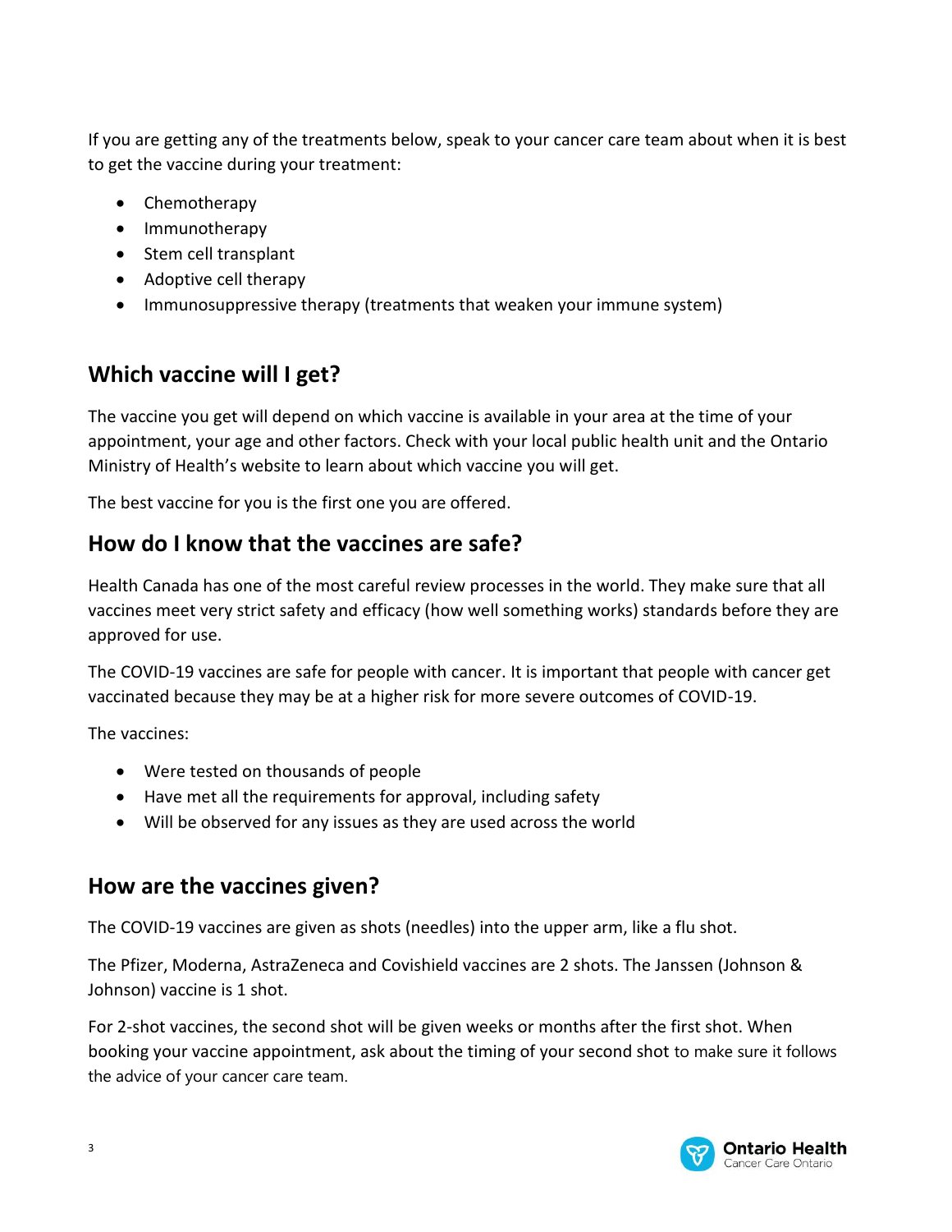If you are getting any of the treatments below, speak to your cancer care team about when it is best to get the vaccine during your treatment:

- Chemotherapy
- Immunotherapy
- Stem cell transplant
- Adoptive cell therapy
- Immunosuppressive therapy (treatments that weaken your immune system)

## Which vaccine will I get?

The vaccine you get will depend on which vaccine is available in your area at the time of your appointment, your age and other factors. Check with your local public health unit and the Ontario Ministry of Health's website to learn about which vaccine you will get.

The best vaccine for you is the first one you are offered.

## How do I know that the vaccines are safe?

Health Canada has one of the most careful review processes in the world. They make sure that all vaccines meet very strict safety and efficacy (how well something works) standards before they are approved for use.

The COVID-19 vaccines are safe for people with cancer. It is important that people with cancer get vaccinated because they may be at a higher risk for more severe outcomes of COVID-19.

The vaccines:

- Were tested on thousands of people
- Have met all the requirements for approval, including safety
- Will be observed for any issues as they are used across the world

## How are the vaccines given?

The COVID-19 vaccines are given as shots (needles) into the upper arm, like a flu shot.

The Pfizer, Moderna, AstraZeneca and Covishield vaccines are 2 shots. The Janssen (Johnson & Johnson) vaccine is 1 shot.

For 2-shot vaccines, the second shot will be given weeks or months after the first shot. When booking your vaccine appointment, ask about the timing of your second shot to make sure it follows the advice of your cancer care team.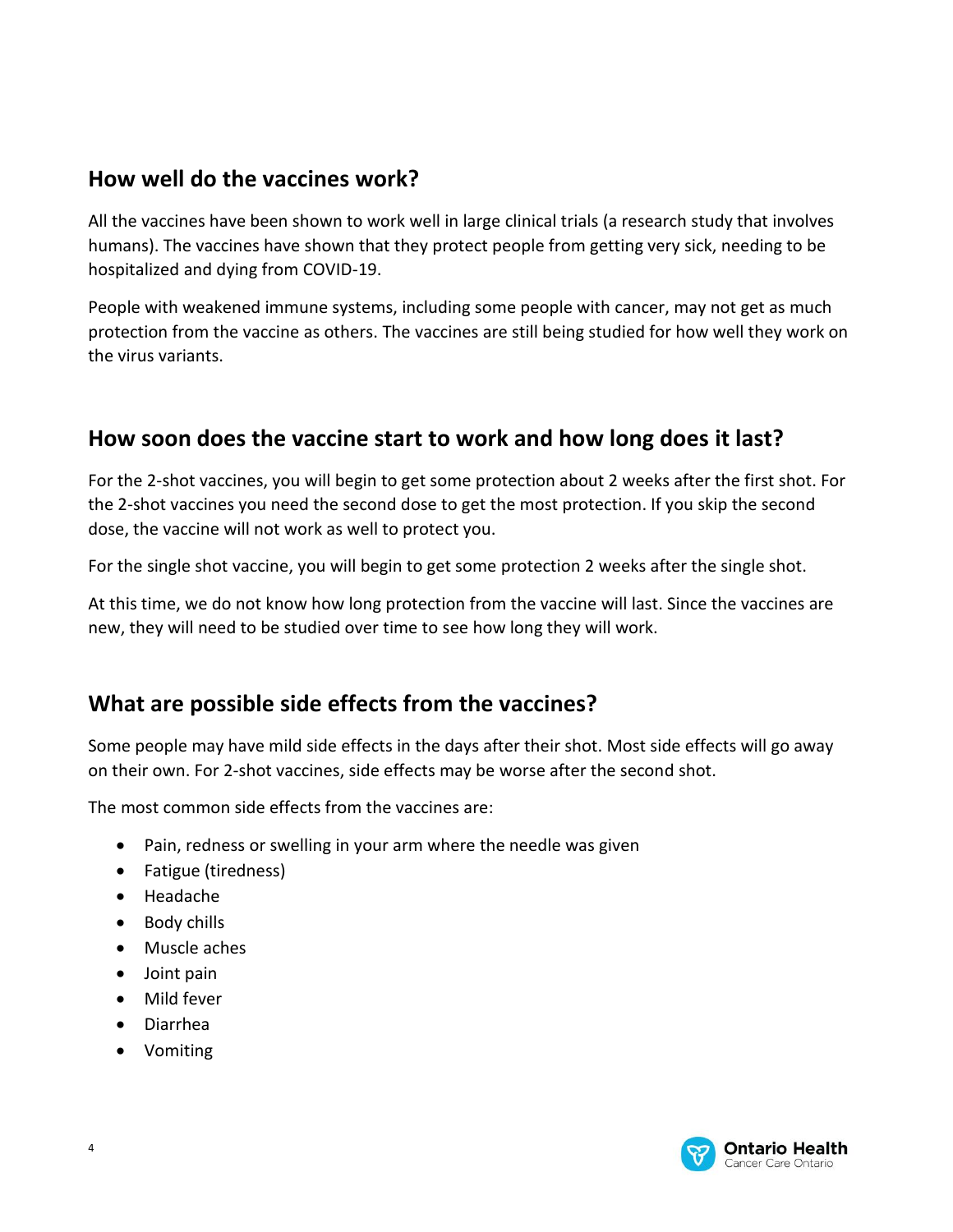## How well do the vaccines work?

All the vaccines have been shown to work well in large clinical trials (a research study that involves humans). The vaccines have shown that they protect people from getting very sick, needing to be hospitalized and dying from COVID-19.

People with weakened immune systems, including some people with cancer, may not get as much protection from the vaccine as others. The vaccines are still being studied for how well they work on the virus variants.

## How soon does the vaccine start to work and how long does it last?

For the 2-shot vaccines, you will begin to get some protection about 2 weeks after the first shot. For the 2-shot vaccines you need the second dose to get the most protection. If you skip the second dose, the vaccine will not work as well to protect you.

For the single shot vaccine, you will begin to get some protection 2 weeks after the single shot.

At this time, we do not know how long protection from the vaccine will last. Since the vaccines are new, they will need to be studied over time to see how long they will work.

## What are possible side effects from the vaccines?

Some people may have mild side effects in the days after their shot. Most side effects will go away on their own. For 2-shot vaccines, side effects may be worse after the second shot.

The most common side effects from the vaccines are:

- Pain, redness or swelling in your arm where the needle was given
- Fatigue (tiredness)
- Headache
- Body chills
- Muscle aches
- Joint pain
- Mild fever
- Diarrhea
- Vomiting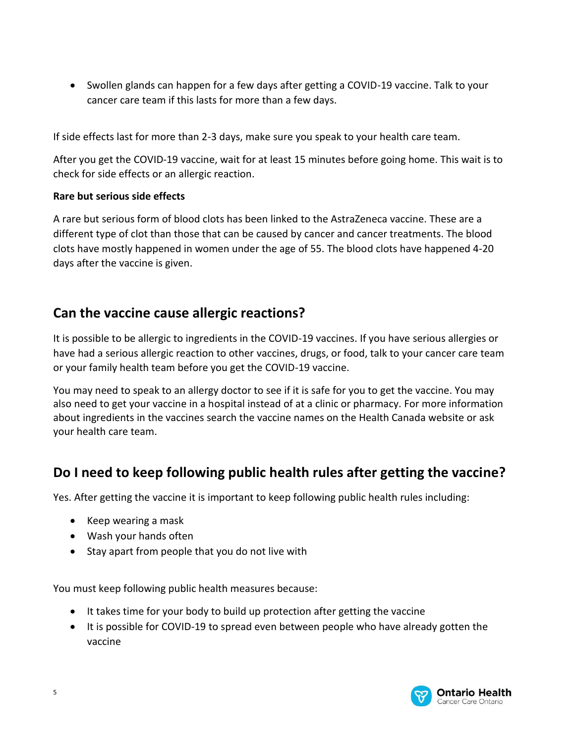- Swollen glands can happen for a few days after getting a COVID-19 vaccine. Talk to your cancer care team if this lasts for more than a few days.

If side effects last for more than 2-3 days, make sure you speak to your health care team.

After you get the COVID-19 vaccine, wait for at least 15 minutes before going home. This wait is to check for side effects or an allergic reaction.

**Rare but serious side effects**

A rare but serious form of blood clots has been linked to the AstraZeneca vaccine. These are a different type of clot than those that can be caused by cancer and cancer treatments. The blood clots have mostly happened in women under the age of 55. The blood clots have happened 4-20 days after the vaccine is given.

## Can the vaccine cause allergic reactions?

It is possible to be allergic to ingredients in the COVID-19 vaccines. If you have serious allergies or have had a serious allergic reaction to other vaccines, drugs, or food, talk to your cancer care team or your family health team before you get the COVID-19 vaccine.

You may need to speak to an allergy doctor to see if it is safe for you to get the vaccine. You may also need to get your vaccine in a hospital instead of at a clinic or pharmacy. For more information about ingredients in the vaccines search the vaccine names on the Health Canada website or ask your health care team.

## Do I need to keep following public health rules after getting the vaccine?

Yes. After getting the vaccine it is important to keep following public health rules including:

- Keep wearing a mask
- Wash your hands often
- Stay apart from people that you do not live with

You must keep following public health measures because:

- It takes time for your body to build up protection after getting the vaccine
- It is possible for COVID-19 to spread even between people who have already gotten the vaccine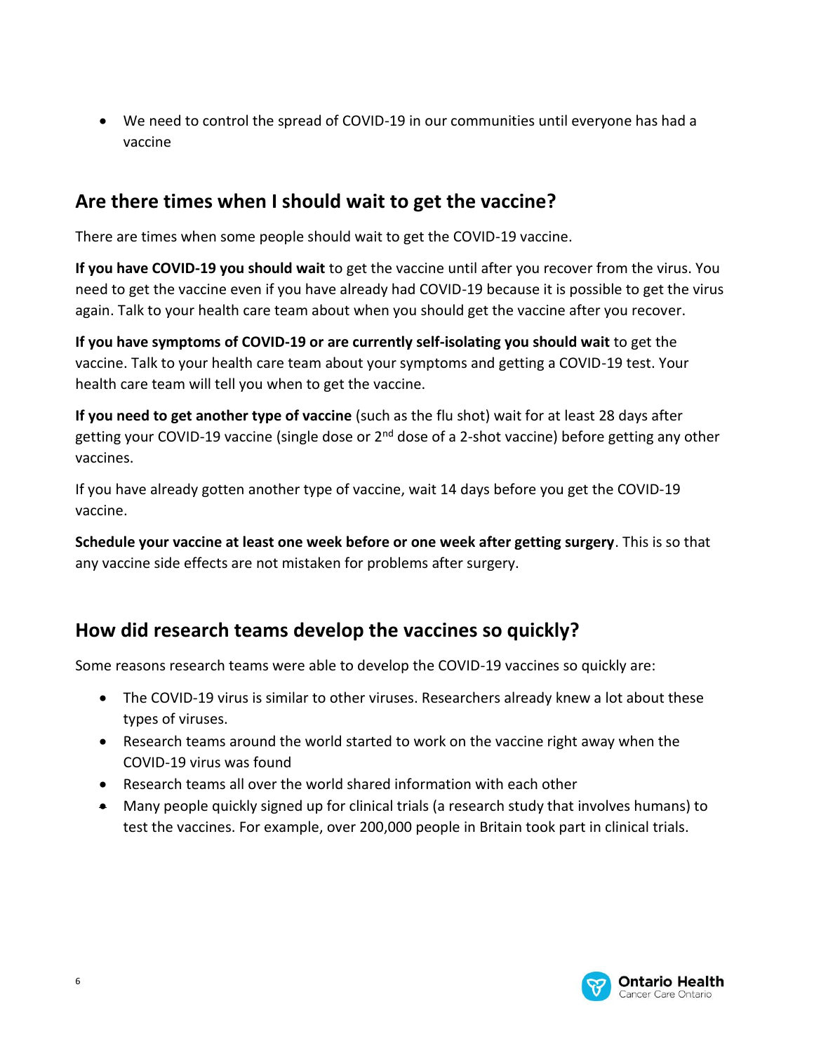- We need to control the spread of COVID-19 in our communities until everyone has had a vaccine

## Are there times when I should wait to get the vaccine?

There are times when some people should wait to get the COVID-19 vaccine.

**If you have COVID-19 you should wait** to get the vaccine until after you recover from the virus. You need to get the vaccine even if you have already had COVID-19 because it is possible to get the virus again. Talk to your health care team about when you should get the vaccine after you recover.

**If you have symptoms of COVID-19 or are currently self-isolating you should wait** to get the vaccine. Talk to your health care team about your symptoms and getting a COVID-19 test. Your health care team will tell you when to get the vaccine.

**If you need to get another type of vaccine** (such as the flu shot) wait for at least 28 days after getting your COVID-19 vaccine (single dose or 2nd dose of a 2-shot vaccine) before getting any other vaccines.

If you have already gotten another type of vaccine, wait 14 days before you get the COVID-19 vaccine.

**Schedule your vaccine at least one week before or one week after getting surgery**. This is so that any vaccine side effects are not mistaken for problems after surgery.

## How did research teams develop the vaccines so quickly?

Some reasons research teams were able to develop the COVID-19 vaccines so quickly are:

- The COVID-19 virus is similar to other viruses. Researchers already knew a lot about these types of viruses.
- Research teams around the world started to work on the vaccine right away when the COVID-19 virus was found
- Research teams all over the world shared information with each other
- Many people quickly signed up for clinical trials (a research study that involves humans) to test the vaccines. For example, over 200,000 people in Britain took part in clinical trials.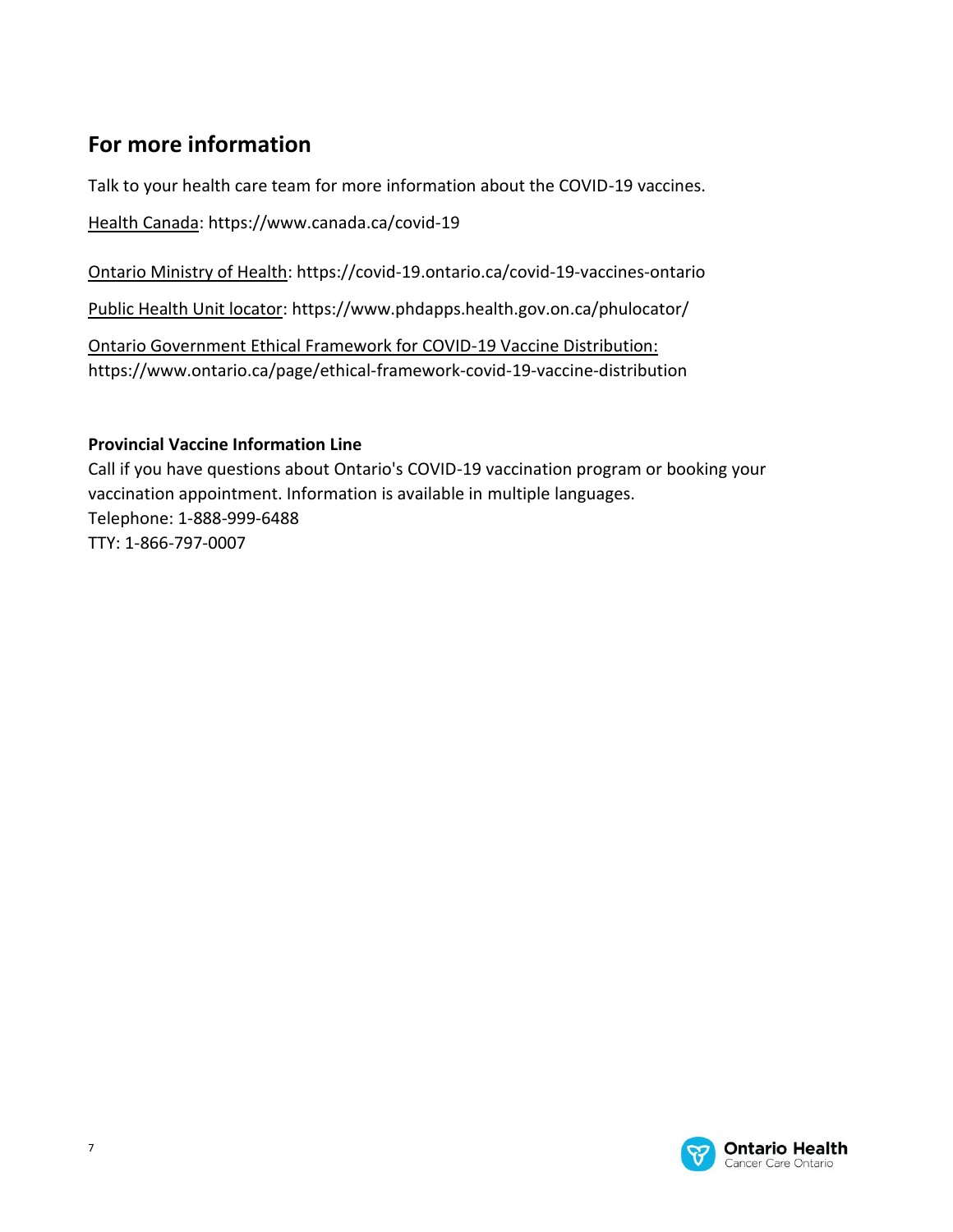## For more information

Talk to your health care team for more information about the COVID-19 vaccines.

Health Canada: https://www.canada.ca/covid-19

Ontario Ministry of Health: https://covid-19.ontario.ca/covid-19-vaccines-ontario

Public Health Unit locator: https://www.phdapps.health.gov.on.ca/phulocator/

Ontario Government Ethical Framework for COVID-19 Vaccine Distribution: https://www.ontario.ca/page/ethical-framework-covid-19-vaccine-distribution

**Provincial Vaccine Information Line**

Call if you have questions about Ontario's COVID-19 vaccination program or booking your vaccination appointment. Information is available in multiple languages.
Telephone: 1-888-999-6488
TTY: 1-866-797-0007